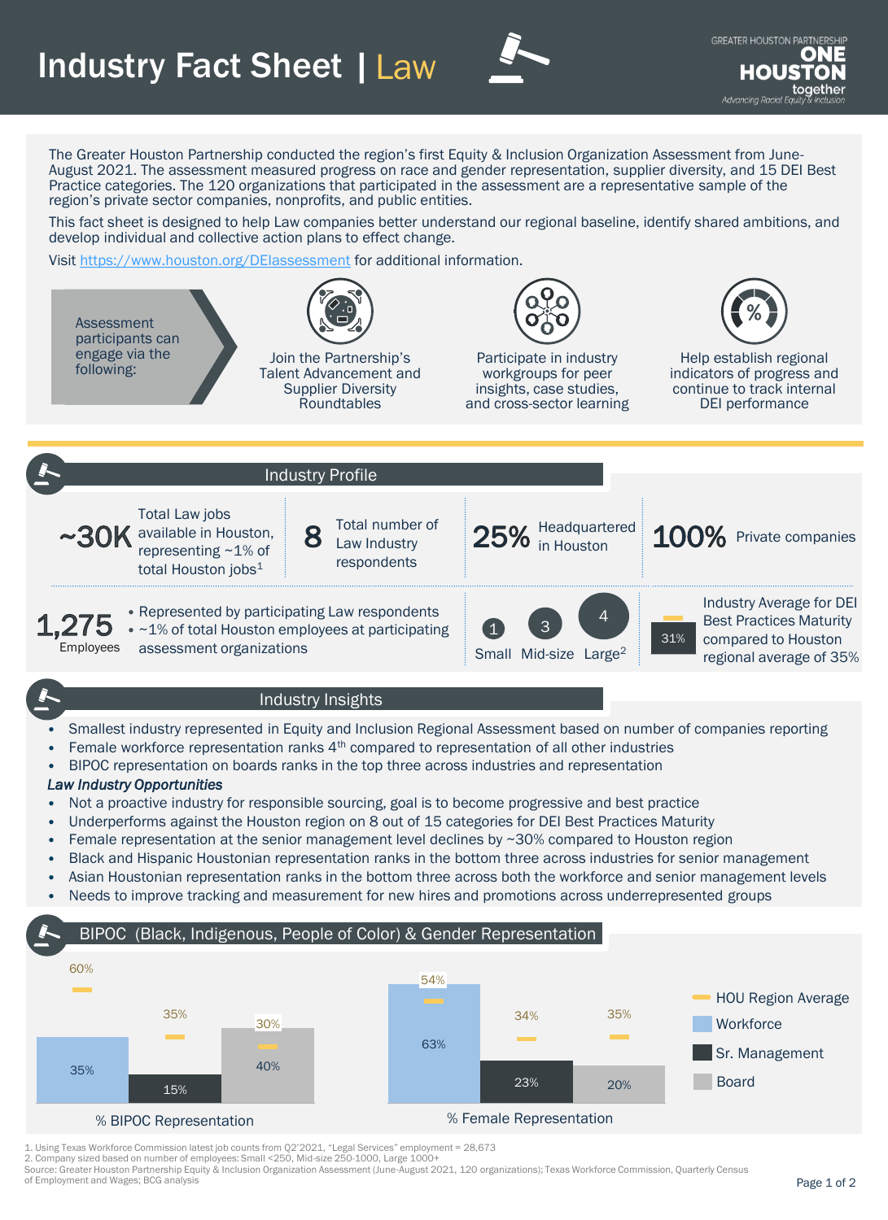# Industry Fact Sheet | Law

GREATER HOUSTON PARTNERSHIP
ONE HOUSTON together
Advancing Racial Equity & Inclusion

The Greater Houston Partnership conducted the region's first Equity & Inclusion Organization Assessment from June-August 2021. The assessment measured progress on race and gender representation, supplier diversity, and 15 DEI Best Practice categories. The 120 organizations that participated in the assessment are a representative sample of the region's private sector companies, nonprofits, and public entities.

This fact sheet is designed to help Law companies better understand our regional baseline, identify shared ambitions, and develop individual and collective action plans to effect change.

Visit https://www.houston.org/DEIassessment for additional information.

Assessment participants can engage via the following:

- Join the Partnership's Talent Advancement and Supplier Diversity Roundtables
- Participate in industry workgroups for peer insights, case studies, and cross-sector learning
- Help establish regional indicators of progress and continue to track internal DEI performance

## Industry Profile

- **~30K** Total Law jobs available in Houston, representing ~1% of total Houston jobs[1]
- **8** Total number of Law Industry respondents
- **25%** Headquartered in Houston
- **100%** Private companies
- **1,275** Employees
  - Represented by participating Law respondents
  - ~1% of total Houston employees at participating assessment organizations
- **1** Small, **3** Mid-size, **4** Large[2]
- **31%** Industry Average for DEI Best Practices Maturity compared to Houston regional average of 35%

## Industry Insights

- Smallest industry represented in Equity and Inclusion Regional Assessment based on number of companies reporting
- Female workforce representation ranks 4th compared to representation of all other industries
- BIPOC representation on boards ranks in the top three across industries and representation

***Law Industry Opportunities***

- Not a proactive industry for responsible sourcing, goal is to become progressive and best practice
- Underperforms against the Houston region on 8 out of 15 categories for DEI Best Practices Maturity
- Female representation at the senior management level declines by ~30% compared to Houston region
- Black and Hispanic Houstonian representation ranks in the bottom three across industries for senior management
- Asian Houstonian representation ranks in the bottom three across both the workforce and senior management levels
- Needs to improve tracking and measurement for new hires and promotions across underrepresented groups

## BIPOC (Black, Indigenous, People of Color) & Gender Representation

| | Workforce | Sr. Management | Board |
|---|---|---|---|
| % BIPOC Representation | 35% | 15% | 40% |
| HOU Region Average (BIPOC) | 60% | 35% | 30% |
| % Female Representation | 63% | 23% | 20% |
| HOU Region Average (Female) | 54% | 34% | 35% |

1. Using Texas Workforce Commission latest job counts from Q2'2021, "Legal Services" employment = 28,673
2. Company sized based on number of employees: Small <250, Mid-size 250-1000, Large 1000+

Source: Greater Houston Partnership Equity & Inclusion Organization Assessment (June-August 2021, 120 organizations); Texas Workforce Commission, Quarterly Census of Employment and Wages; BCG analysis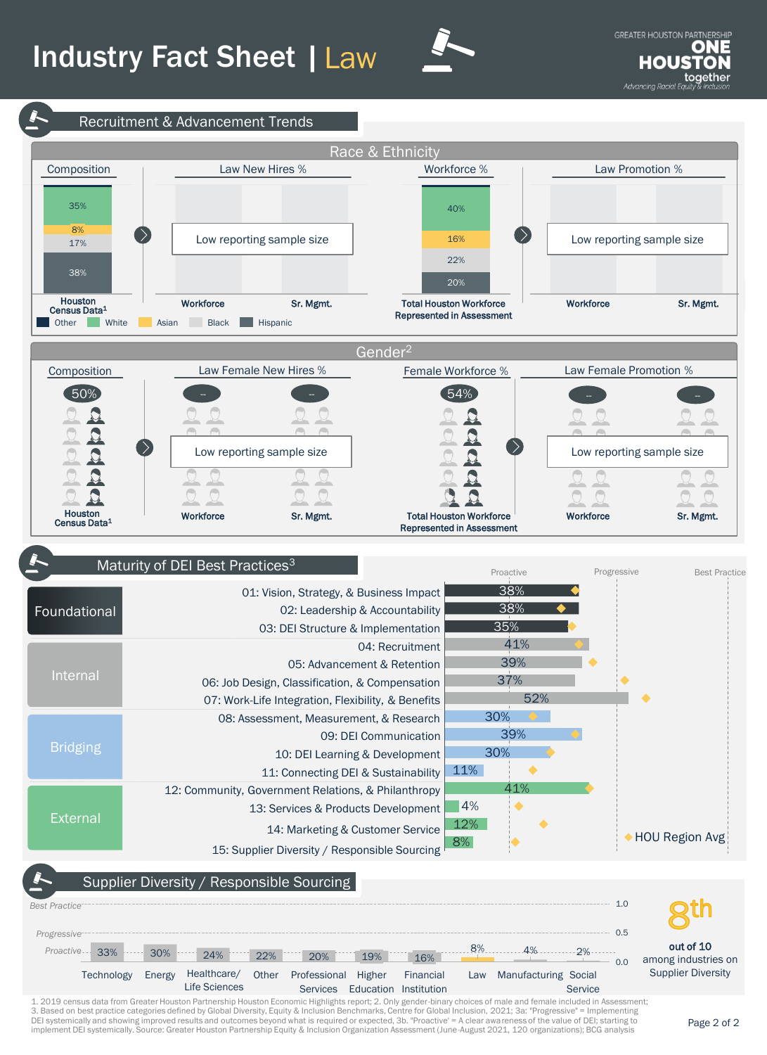# Industry Fact Sheet | Law

GREATER HOUSTON PARTNERSHIP
ONE HOUSTON together
Advancing Racial Equity & Inclusion

## Recruitment & Advancement Trends

### Race & Ethnicity

Composition

35%
8%
17%
38%

Houston Census Data[1]

Law New Hires %

Low reporting sample size

Workforce
Sr. Mgmt.

Workforce %

40%
16%
22%
20%

Total Houston Workforce Represented in Assessment

Law Promotion %

Low reporting sample size

Workforce
Sr. Mgmt.

Other, White, Asian, Black, Hispanic

### Gender[2]

Composition

50%

Houston Census Data[1]

Law Female New Hires %

--
--

Low reporting sample size

Workforce
Sr. Mgmt.

Female Workforce %

54%

Total Houston Workforce Represented in Assessment

Law Female Promotion %

--
--

Low reporting sample size

Workforce
Sr. Mgmt.

## Maturity of DEI Best Practices[3]

Proactive
Progressive
Best Practice

Foundational
01: Vision, Strategy, & Business Impact 38%
02: Leadership & Accountability 38%
03: DEI Structure & Implementation 35%

Internal
04: Recruitment 41%
05: Advancement & Retention 39%
06: Job Design, Classification, & Compensation 37%
07: Work-Life Integration, Flexibility, & Benefits 52%

Bridging
08: Assessment, Measurement, & Research 30%
09: DEI Communication 39%
10: DEI Learning & Development 30%
11: Connecting DEI & Sustainability 11%

External
12: Community, Government Relations, & Philanthropy 41%
13: Services & Products Development 4%
14: Marketing & Customer Service 12%
15: Supplier Diversity / Responsible Sourcing 8%

HOU Region Avg

## Supplier Diversity / Responsible Sourcing

Best Practice 1.0
Progressive 0.5
Proactive 0.0

Technology 33%
Energy 30%
Healthcare/ Life Sciences 24%
Other 22%
Professional Services 20%
Higher Education 19%
Financial Institution 16%
Law 8%
Manufacturing 4%
Social Service 2%

**8th** out of 10 among industries on Supplier Diversity

1. 2019 census data from Greater Houston Partnership Houston Economic Highlights report; 2. Only gender-binary choices of male and female included in Assessment; 3. Based on best practice categories defined by Global Diversity, Equity & Inclusion Benchmarks, Centre for Global Inclusion, 2021; 3a: "Progressive" = Implementing DEI systemically and showing improved results and outcomes beyond what is required or expected, 3b. "Proactive" = A clear awareness of the value of DEI; starting to implement DEI systemically. Source: Greater Houston Partnership Equity & Inclusion Organization Assessment (June-August 2021, 120 organizations); BCG analysis